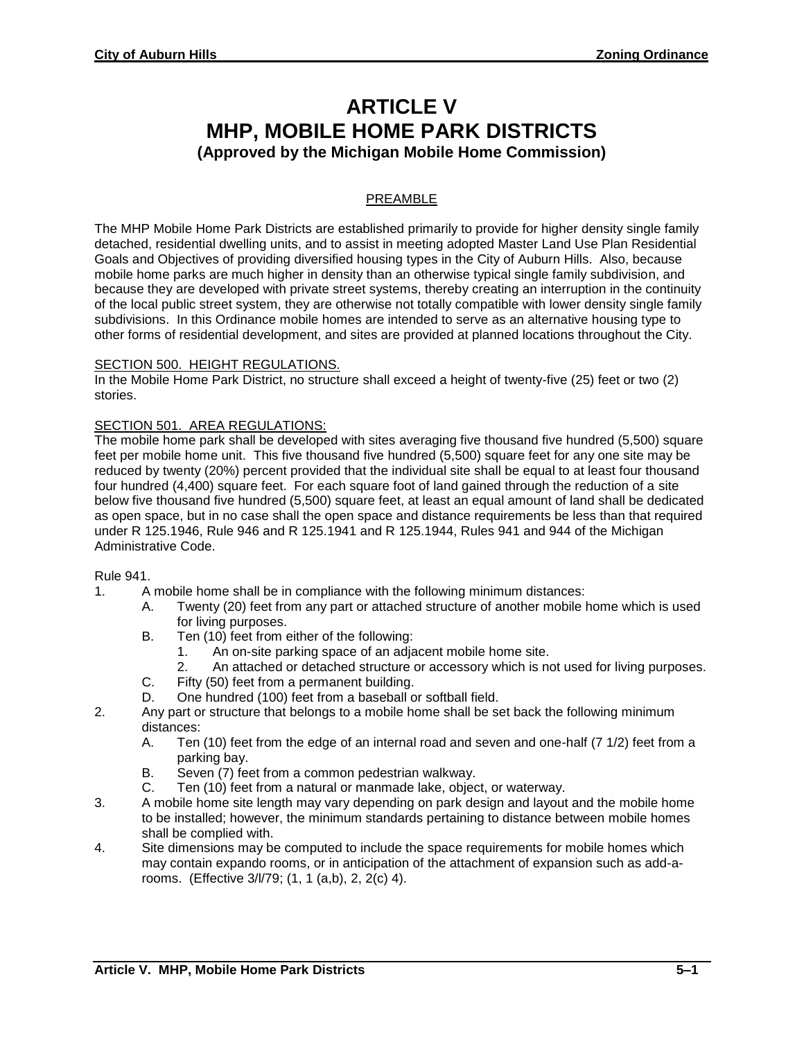# ARTICLE V
# MHP, MOBILE HOME PARK DISTRICTS
### (Approved by the Michigan Mobile Home Commission)

PREAMBLE

The MHP Mobile Home Park Districts are established primarily to provide for higher density single family detached, residential dwelling units, and to assist in meeting adopted Master Land Use Plan Residential Goals and Objectives of providing diversified housing types in the City of Auburn Hills. Also, because mobile home parks are much higher in density than an otherwise typical single family subdivision, and because they are developed with private street systems, thereby creating an interruption in the continuity of the local public street system, they are otherwise not totally compatible with lower density single family subdivisions. In this Ordinance mobile homes are intended to serve as an alternative housing type to other forms of residential development, and sites are provided at planned locations throughout the City.

SECTION 500. HEIGHT REGULATIONS.
In the Mobile Home Park District, no structure shall exceed a height of twenty-five (25) feet or two (2) stories.

SECTION 501. AREA REGULATIONS:
The mobile home park shall be developed with sites averaging five thousand five hundred (5,500) square feet per mobile home unit. This five thousand five hundred (5,500) square feet for any one site may be reduced by twenty (20%) percent provided that the individual site shall be equal to at least four thousand four hundred (4,400) square feet. For each square foot of land gained through the reduction of a site below five thousand five hundred (5,500) square feet, at least an equal amount of land shall be dedicated as open space, but in no case shall the open space and distance requirements be less than that required under R 125.1946, Rule 946 and R 125.1941 and R 125.1944, Rules 941 and 944 of the Michigan Administrative Code.

Rule 941.

1. A mobile home shall be in compliance with the following minimum distances:
   - A. Twenty (20) feet from any part or attached structure of another mobile home which is used for living purposes.
   - B. Ten (10) feet from either of the following:
     1. An on-site parking space of an adjacent mobile home site.
     2. An attached or detached structure or accessory which is not used for living purposes.
   - C. Fifty (50) feet from a permanent building.
   - D. One hundred (100) feet from a baseball or softball field.
2. Any part or structure that belongs to a mobile home shall be set back the following minimum distances:
   - A. Ten (10) feet from the edge of an internal road and seven and one-half (7 1/2) feet from a parking bay.
   - B. Seven (7) feet from a common pedestrian walkway.
   - C. Ten (10) feet from a natural or manmade lake, object, or waterway.
3. A mobile home site length may vary depending on park design and layout and the mobile home to be installed; however, the minimum standards pertaining to distance between mobile homes shall be complied with.
4. Site dimensions may be computed to include the space requirements for mobile homes which may contain expando rooms, or in anticipation of the attachment of expansion such as add-a-rooms. (Effective 3/l/79; (1, 1 (a,b), 2, 2(c) 4).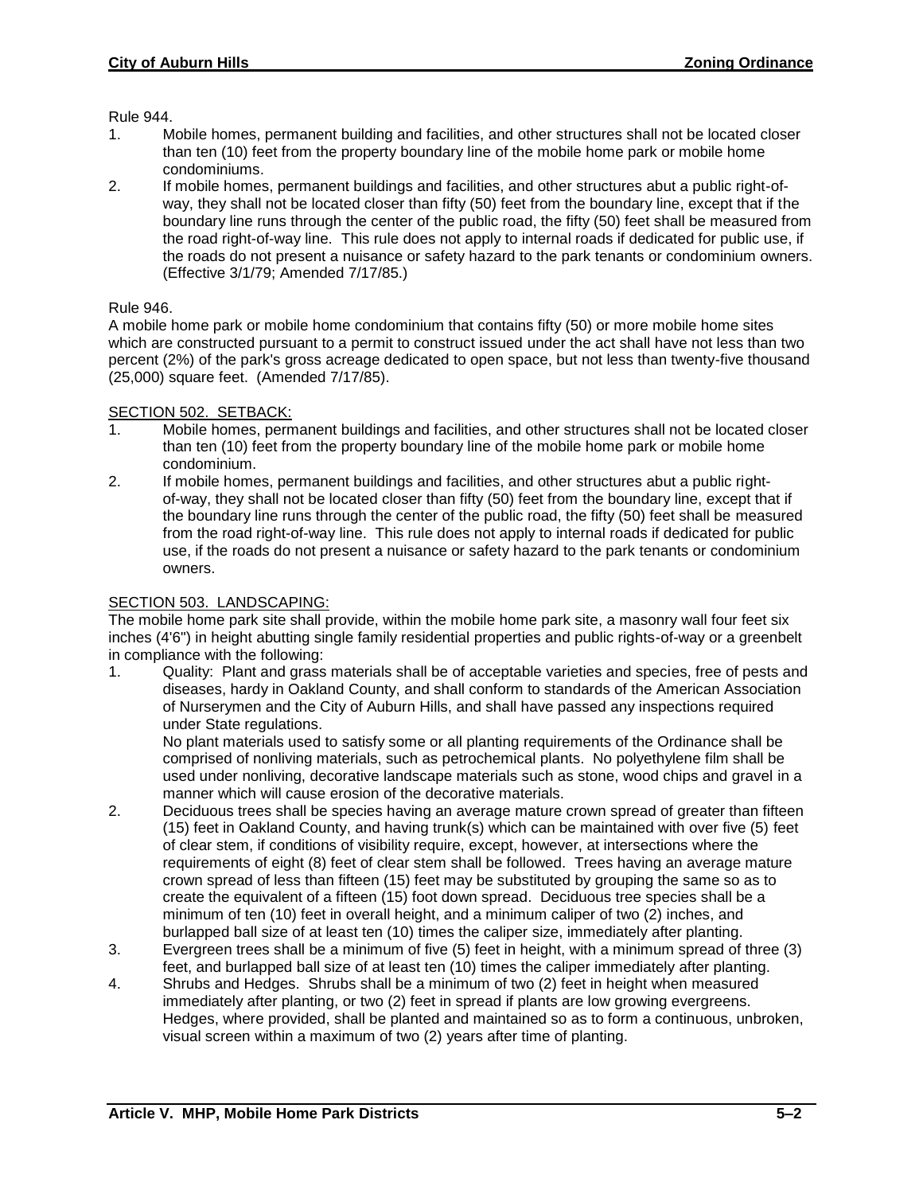Rule 944.

1. Mobile homes, permanent building and facilities, and other structures shall not be located closer than ten (10) feet from the property boundary line of the mobile home park or mobile home condominiums.
2. If mobile homes, permanent buildings and facilities, and other structures abut a public right-of-way, they shall not be located closer than fifty (50) feet from the boundary line, except that if the boundary line runs through the center of the public road, the fifty (50) feet shall be measured from the road right-of-way line. This rule does not apply to internal roads if dedicated for public use, if the roads do not present a nuisance or safety hazard to the park tenants or condominium owners. (Effective 3/1/79; Amended 7/17/85.)

Rule 946.

A mobile home park or mobile home condominium that contains fifty (50) or more mobile home sites which are constructed pursuant to a permit to construct issued under the act shall have not less than two percent (2%) of the park's gross acreage dedicated to open space, but not less than twenty-five thousand (25,000) square feet. (Amended 7/17/85).

SECTION 502. SETBACK:

1. Mobile homes, permanent buildings and facilities, and other structures shall not be located closer than ten (10) feet from the property boundary line of the mobile home park or mobile home condominium.
2. If mobile homes, permanent buildings and facilities, and other structures abut a public right-of-way, they shall not be located closer than fifty (50) feet from the boundary line, except that if the boundary line runs through the center of the public road, the fifty (50) feet shall be measured from the road right-of-way line. This rule does not apply to internal roads if dedicated for public use, if the roads do not present a nuisance or safety hazard to the park tenants or condominium owners.

SECTION 503. LANDSCAPING:

The mobile home park site shall provide, within the mobile home park site, a masonry wall four feet six inches (4'6") in height abutting single family residential properties and public rights-of-way or a greenbelt in compliance with the following:

1. Quality: Plant and grass materials shall be of acceptable varieties and species, free of pests and diseases, hardy in Oakland County, and shall conform to standards of the American Association of Nurserymen and the City of Auburn Hills, and shall have passed any inspections required under State regulations.

   No plant materials used to satisfy some or all planting requirements of the Ordinance shall be comprised of nonliving materials, such as petrochemical plants. No polyethylene film shall be used under nonliving, decorative landscape materials such as stone, wood chips and gravel in a manner which will cause erosion of the decorative materials.
2. Deciduous trees shall be species having an average mature crown spread of greater than fifteen (15) feet in Oakland County, and having trunk(s) which can be maintained with over five (5) feet of clear stem, if conditions of visibility require, except, however, at intersections where the requirements of eight (8) feet of clear stem shall be followed. Trees having an average mature crown spread of less than fifteen (15) feet may be substituted by grouping the same so as to create the equivalent of a fifteen (15) foot down spread. Deciduous tree species shall be a minimum of ten (10) feet in overall height, and a minimum caliper of two (2) inches, and burlapped ball size of at least ten (10) times the caliper size, immediately after planting.
3. Evergreen trees shall be a minimum of five (5) feet in height, with a minimum spread of three (3) feet, and burlapped ball size of at least ten (10) times the caliper immediately after planting.
4. Shrubs and Hedges. Shrubs shall be a minimum of two (2) feet in height when measured immediately after planting, or two (2) feet in spread if plants are low growing evergreens. Hedges, where provided, shall be planted and maintained so as to form a continuous, unbroken, visual screen within a maximum of two (2) years after time of planting.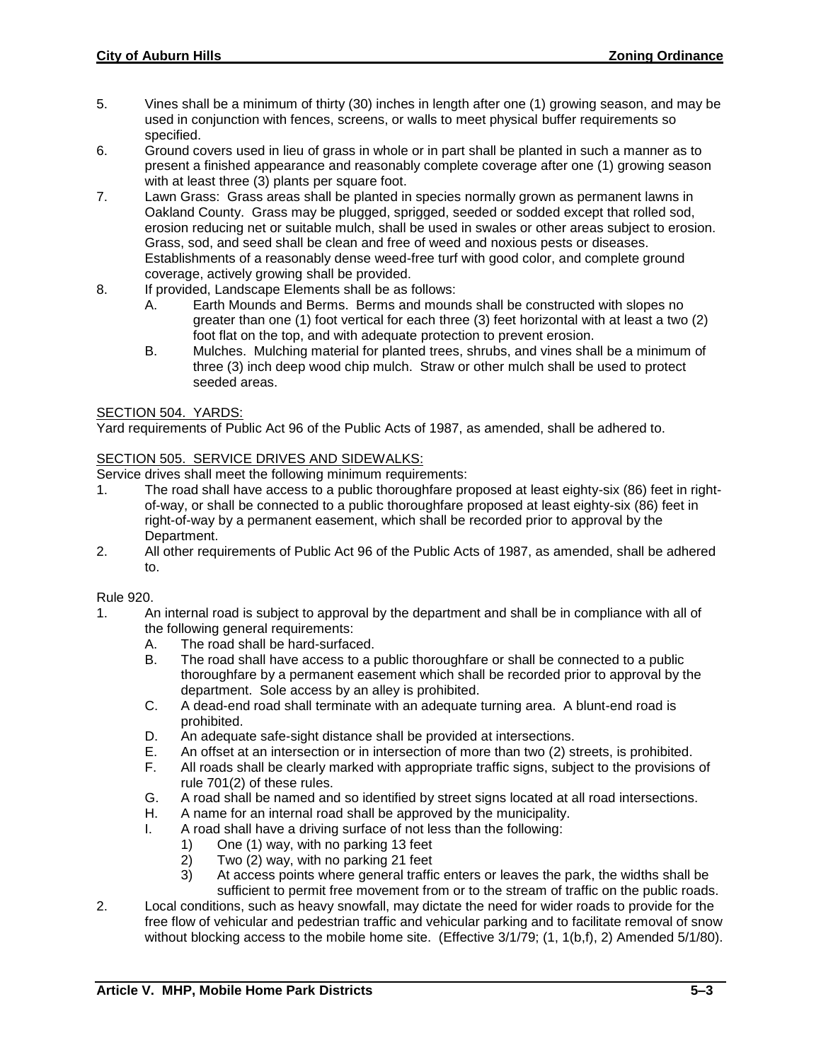5. Vines shall be a minimum of thirty (30) inches in length after one (1) growing season, and may be used in conjunction with fences, screens, or walls to meet physical buffer requirements so specified.
6. Ground covers used in lieu of grass in whole or in part shall be planted in such a manner as to present a finished appearance and reasonably complete coverage after one (1) growing season with at least three (3) plants per square foot.
7. Lawn Grass: Grass areas shall be planted in species normally grown as permanent lawns in Oakland County. Grass may be plugged, sprigged, seeded or sodded except that rolled sod, erosion reducing net or suitable mulch, shall be used in swales or other areas subject to erosion. Grass, sod, and seed shall be clean and free of weed and noxious pests or diseases. Establishments of a reasonably dense weed-free turf with good color, and complete ground coverage, actively growing shall be provided.
8. If provided, Landscape Elements shall be as follows:
   - A. Earth Mounds and Berms. Berms and mounds shall be constructed with slopes no greater than one (1) foot vertical for each three (3) feet horizontal with at least a two (2) foot flat on the top, and with adequate protection to prevent erosion.
   - B. Mulches. Mulching material for planted trees, shrubs, and vines shall be a minimum of three (3) inch deep wood chip mulch. Straw or other mulch shall be used to protect seeded areas.

SECTION 504. YARDS:

Yard requirements of Public Act 96 of the Public Acts of 1987, as amended, shall be adhered to.

SECTION 505. SERVICE DRIVES AND SIDEWALKS:

Service drives shall meet the following minimum requirements:

1. The road shall have access to a public thoroughfare proposed at least eighty-six (86) feet in right-of-way, or shall be connected to a public thoroughfare proposed at least eighty-six (86) feet in right-of-way by a permanent easement, which shall be recorded prior to approval by the Department.
2. All other requirements of Public Act 96 of the Public Acts of 1987, as amended, shall be adhered to.

Rule 920.

1. An internal road is subject to approval by the department and shall be in compliance with all of the following general requirements:
   - A. The road shall be hard-surfaced.
   - B. The road shall have access to a public thoroughfare or shall be connected to a public thoroughfare by a permanent easement which shall be recorded prior to approval by the department. Sole access by an alley is prohibited.
   - C. A dead-end road shall terminate with an adequate turning area. A blunt-end road is prohibited.
   - D. An adequate safe-sight distance shall be provided at intersections.
   - E. An offset at an intersection or in intersection of more than two (2) streets, is prohibited.
   - F. All roads shall be clearly marked with appropriate traffic signs, subject to the provisions of rule 701(2) of these rules.
   - G. A road shall be named and so identified by street signs located at all road intersections.
   - H. A name for an internal road shall be approved by the municipality.
   - I. A road shall have a driving surface of not less than the following:
     - 1) One (1) way, with no parking 13 feet
     - 2) Two (2) way, with no parking 21 feet
     - 3) At access points where general traffic enters or leaves the park, the widths shall be sufficient to permit free movement from or to the stream of traffic on the public roads.
2. Local conditions, such as heavy snowfall, may dictate the need for wider roads to provide for the free flow of vehicular and pedestrian traffic and vehicular parking and to facilitate removal of snow without blocking access to the mobile home site. (Effective 3/1/79; (1, 1(b,f), 2) Amended 5/1/80).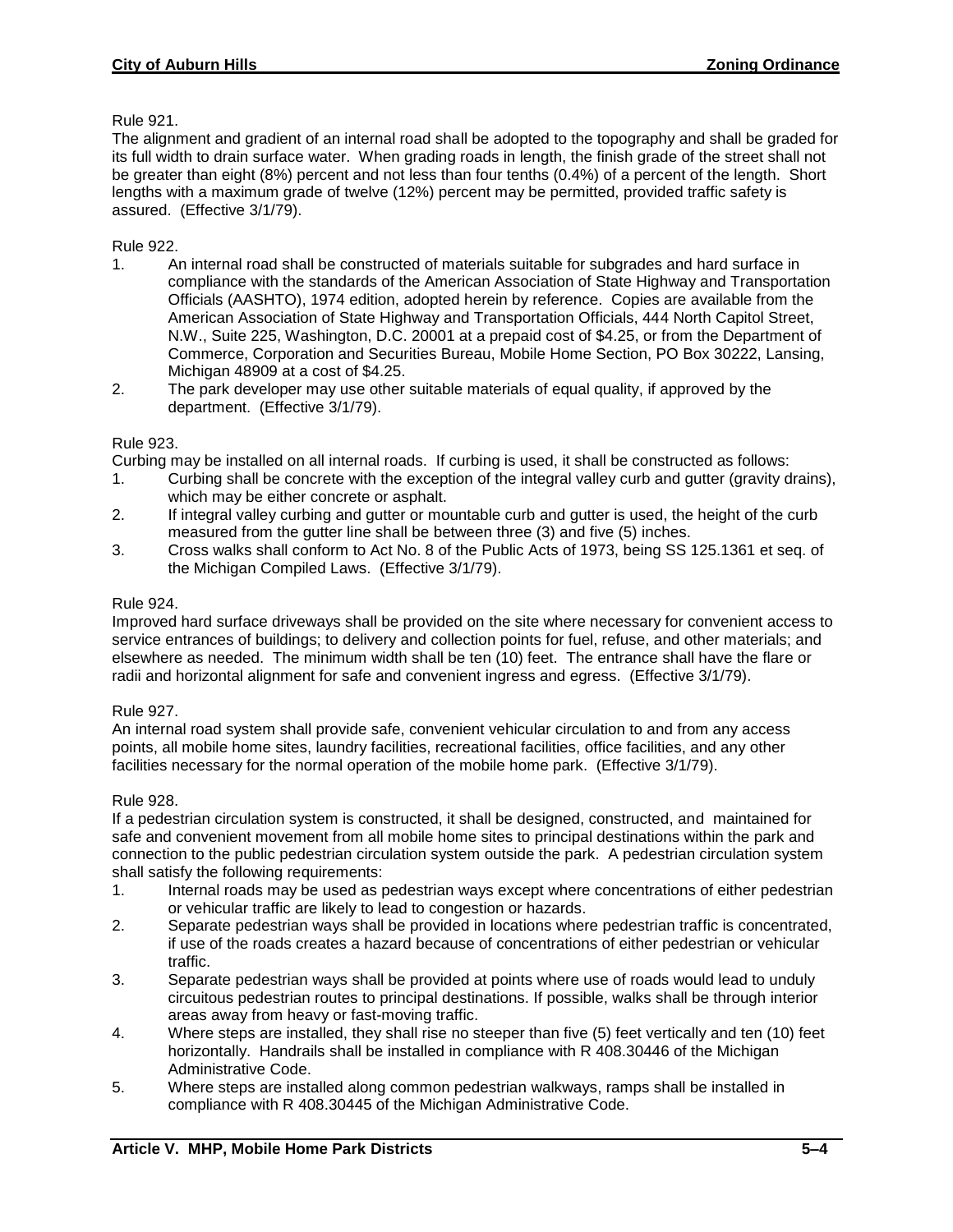Rule 921.
The alignment and gradient of an internal road shall be adopted to the topography and shall be graded for its full width to drain surface water. When grading roads in length, the finish grade of the street shall not be greater than eight (8%) percent and not less than four tenths (0.4%) of a percent of the length. Short lengths with a maximum grade of twelve (12%) percent may be permitted, provided traffic safety is assured. (Effective 3/1/79).

Rule 922.

1. An internal road shall be constructed of materials suitable for subgrades and hard surface in compliance with the standards of the American Association of State Highway and Transportation Officials (AASHTO), 1974 edition, adopted herein by reference. Copies are available from the American Association of State Highway and Transportation Officials, 444 North Capitol Street, N.W., Suite 225, Washington, D.C. 20001 at a prepaid cost of $4.25, or from the Department of Commerce, Corporation and Securities Bureau, Mobile Home Section, PO Box 30222, Lansing, Michigan 48909 at a cost of $4.25.
2. The park developer may use other suitable materials of equal quality, if approved by the department. (Effective 3/1/79).

Rule 923.
Curbing may be installed on all internal roads. If curbing is used, it shall be constructed as follows:

1. Curbing shall be concrete with the exception of the integral valley curb and gutter (gravity drains), which may be either concrete or asphalt.
2. If integral valley curbing and gutter or mountable curb and gutter is used, the height of the curb measured from the gutter line shall be between three (3) and five (5) inches.
3. Cross walks shall conform to Act No. 8 of the Public Acts of 1973, being SS 125.1361 et seq. of the Michigan Compiled Laws. (Effective 3/1/79).

Rule 924.
Improved hard surface driveways shall be provided on the site where necessary for convenient access to service entrances of buildings; to delivery and collection points for fuel, refuse, and other materials; and elsewhere as needed. The minimum width shall be ten (10) feet. The entrance shall have the flare or radii and horizontal alignment for safe and convenient ingress and egress. (Effective 3/1/79).

Rule 927.
An internal road system shall provide safe, convenient vehicular circulation to and from any access points, all mobile home sites, laundry facilities, recreational facilities, office facilities, and any other facilities necessary for the normal operation of the mobile home park. (Effective 3/1/79).

Rule 928.
If a pedestrian circulation system is constructed, it shall be designed, constructed, and maintained for safe and convenient movement from all mobile home sites to principal destinations within the park and connection to the public pedestrian circulation system outside the park. A pedestrian circulation system shall satisfy the following requirements:

1. Internal roads may be used as pedestrian ways except where concentrations of either pedestrian or vehicular traffic are likely to lead to congestion or hazards.
2. Separate pedestrian ways shall be provided in locations where pedestrian traffic is concentrated, if use of the roads creates a hazard because of concentrations of either pedestrian or vehicular traffic.
3. Separate pedestrian ways shall be provided at points where use of roads would lead to unduly circuitous pedestrian routes to principal destinations. If possible, walks shall be through interior areas away from heavy or fast-moving traffic.
4. Where steps are installed, they shall rise no steeper than five (5) feet vertically and ten (10) feet horizontally. Handrails shall be installed in compliance with R 408.30446 of the Michigan Administrative Code.
5. Where steps are installed along common pedestrian walkways, ramps shall be installed in compliance with R 408.30445 of the Michigan Administrative Code.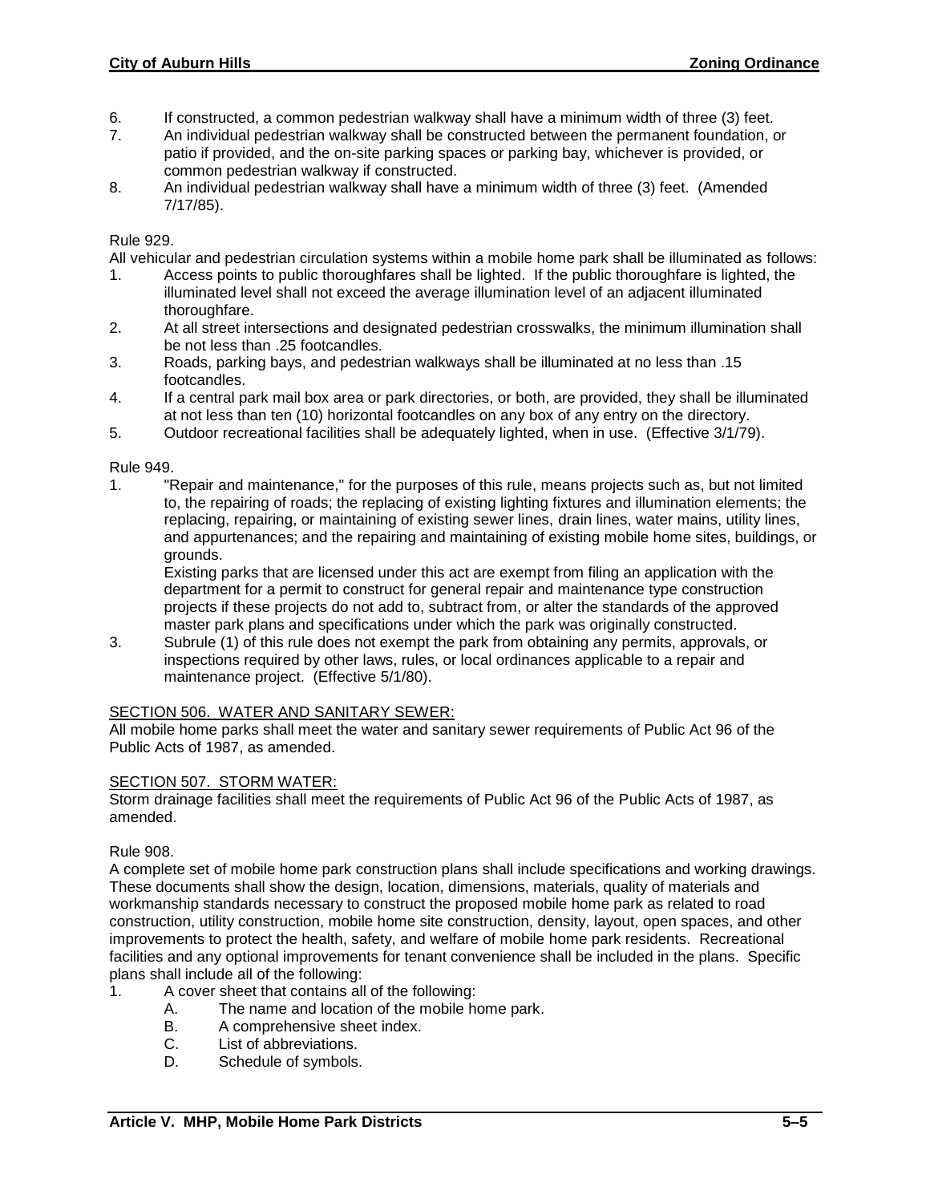6. If constructed, a common pedestrian walkway shall have a minimum width of three (3) feet.
7. An individual pedestrian walkway shall be constructed between the permanent foundation, or patio if provided, and the on-site parking spaces or parking bay, whichever is provided, or common pedestrian walkway if constructed.
8. An individual pedestrian walkway shall have a minimum width of three (3) feet. (Amended 7/17/85).

Rule 929.

All vehicular and pedestrian circulation systems within a mobile home park shall be illuminated as follows:

1. Access points to public thoroughfares shall be lighted. If the public thoroughfare is lighted, the illuminated level shall not exceed the average illumination level of an adjacent illuminated thoroughfare.
2. At all street intersections and designated pedestrian crosswalks, the minimum illumination shall be not less than .25 footcandles.
3. Roads, parking bays, and pedestrian walkways shall be illuminated at no less than .15 footcandles.
4. If a central park mail box area or park directories, or both, are provided, they shall be illuminated at not less than ten (10) horizontal footcandles on any box of any entry on the directory.
5. Outdoor recreational facilities shall be adequately lighted, when in use. (Effective 3/1/79).

Rule 949.

1. "Repair and maintenance," for the purposes of this rule, means projects such as, but not limited to, the repairing of roads; the replacing of existing lighting fixtures and illumination elements; the replacing, repairing, or maintaining of existing sewer lines, drain lines, water mains, utility lines, and appurtenances; and the repairing and maintaining of existing mobile home sites, buildings, or grounds.

   Existing parks that are licensed under this act are exempt from filing an application with the department for a permit to construct for general repair and maintenance type construction projects if these projects do not add to, subtract from, or alter the standards of the approved master park plans and specifications under which the park was originally constructed.
3. Subrule (1) of this rule does not exempt the park from obtaining any permits, approvals, or inspections required by other laws, rules, or local ordinances applicable to a repair and maintenance project. (Effective 5/1/80).

SECTION 506. WATER AND SANITARY SEWER:

All mobile home parks shall meet the water and sanitary sewer requirements of Public Act 96 of the Public Acts of 1987, as amended.

SECTION 507. STORM WATER:

Storm drainage facilities shall meet the requirements of Public Act 96 of the Public Acts of 1987, as amended.

Rule 908.

A complete set of mobile home park construction plans shall include specifications and working drawings. These documents shall show the design, location, dimensions, materials, quality of materials and workmanship standards necessary to construct the proposed mobile home park as related to road construction, utility construction, mobile home site construction, density, layout, open spaces, and other improvements to protect the health, safety, and welfare of mobile home park residents. Recreational facilities and any optional improvements for tenant convenience shall be included in the plans. Specific plans shall include all of the following:

1. A cover sheet that contains all of the following:
   A. The name and location of the mobile home park.
   B. A comprehensive sheet index.
   C. List of abbreviations.
   D. Schedule of symbols.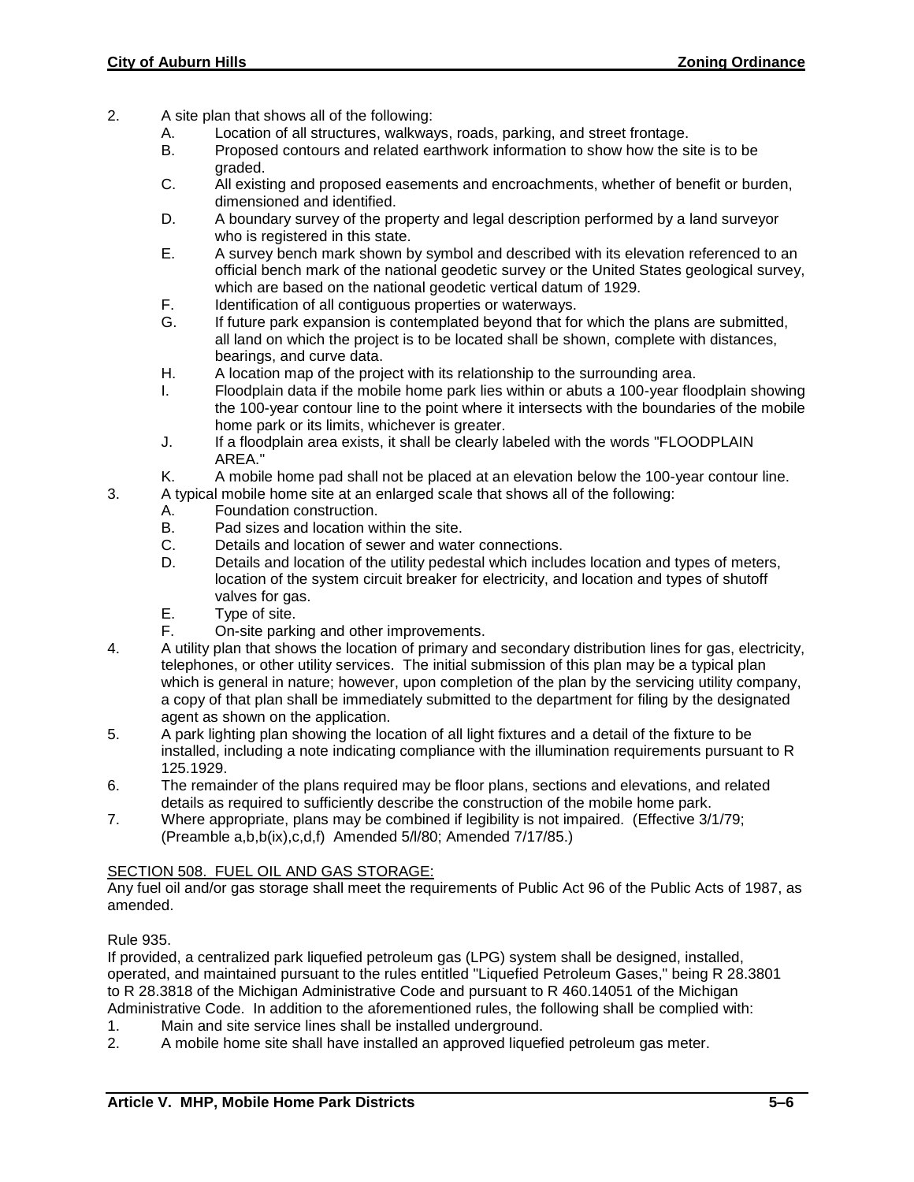2. A site plan that shows all of the following:
   A. Location of all structures, walkways, roads, parking, and street frontage.
   B. Proposed contours and related earthwork information to show how the site is to be graded.
   C. All existing and proposed easements and encroachments, whether of benefit or burden, dimensioned and identified.
   D. A boundary survey of the property and legal description performed by a land surveyor who is registered in this state.
   E. A survey bench mark shown by symbol and described with its elevation referenced to an official bench mark of the national geodetic survey or the United States geological survey, which are based on the national geodetic vertical datum of 1929.
   F. Identification of all contiguous properties or waterways.
   G. If future park expansion is contemplated beyond that for which the plans are submitted, all land on which the project is to be located shall be shown, complete with distances, bearings, and curve data.
   H. A location map of the project with its relationship to the surrounding area.
   I. Floodplain data if the mobile home park lies within or abuts a 100-year floodplain showing the 100-year contour line to the point where it intersects with the boundaries of the mobile home park or its limits, whichever is greater.
   J. If a floodplain area exists, it shall be clearly labeled with the words "FLOODPLAIN AREA."
   K. A mobile home pad shall not be placed at an elevation below the 100-year contour line.
3. A typical mobile home site at an enlarged scale that shows all of the following:
   A. Foundation construction.
   B. Pad sizes and location within the site.
   C. Details and location of sewer and water connections.
   D. Details and location of the utility pedestal which includes location and types of meters, location of the system circuit breaker for electricity, and location and types of shutoff valves for gas.
   E. Type of site.
   F. On-site parking and other improvements.
4. A utility plan that shows the location of primary and secondary distribution lines for gas, electricity, telephones, or other utility services. The initial submission of this plan may be a typical plan which is general in nature; however, upon completion of the plan by the servicing utility company, a copy of that plan shall be immediately submitted to the department for filing by the designated agent as shown on the application.
5. A park lighting plan showing the location of all light fixtures and a detail of the fixture to be installed, including a note indicating compliance with the illumination requirements pursuant to R 125.1929.
6. The remainder of the plans required may be floor plans, sections and elevations, and related details as required to sufficiently describe the construction of the mobile home park.
7. Where appropriate, plans may be combined if legibility is not impaired. (Effective 3/1/79; (Preamble a,b,b(ix),c,d,f) Amended 5/l/80; Amended 7/17/85.)

SECTION 508. FUEL OIL AND GAS STORAGE:

Any fuel oil and/or gas storage shall meet the requirements of Public Act 96 of the Public Acts of 1987, as amended.

Rule 935.

If provided, a centralized park liquefied petroleum gas (LPG) system shall be designed, installed, operated, and maintained pursuant to the rules entitled "Liquefied Petroleum Gases," being R 28.3801 to R 28.3818 of the Michigan Administrative Code and pursuant to R 460.14051 of the Michigan Administrative Code. In addition to the aforementioned rules, the following shall be complied with:

1. Main and site service lines shall be installed underground.
2. A mobile home site shall have installed an approved liquefied petroleum gas meter.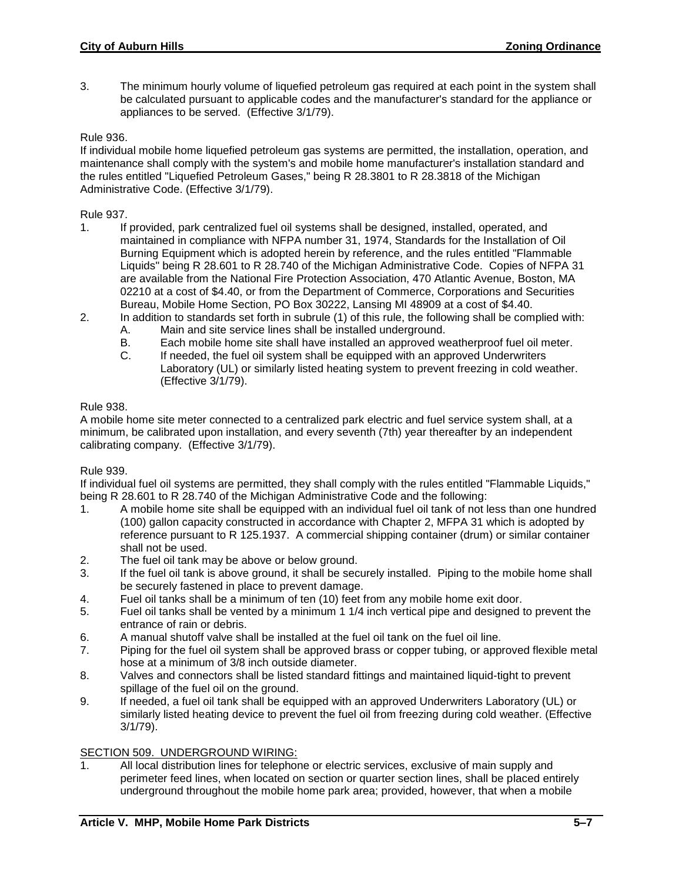3. The minimum hourly volume of liquefied petroleum gas required at each point in the system shall be calculated pursuant to applicable codes and the manufacturer's standard for the appliance or appliances to be served. (Effective 3/1/79).

Rule 936.
If individual mobile home liquefied petroleum gas systems are permitted, the installation, operation, and maintenance shall comply with the system's and mobile home manufacturer's installation standard and the rules entitled "Liquefied Petroleum Gases," being R 28.3801 to R 28.3818 of the Michigan Administrative Code. (Effective 3/1/79).

Rule 937.

1. If provided, park centralized fuel oil systems shall be designed, installed, operated, and maintained in compliance with NFPA number 31, 1974, Standards for the Installation of Oil Burning Equipment which is adopted herein by reference, and the rules entitled "Flammable Liquids" being R 28.601 to R 28.740 of the Michigan Administrative Code. Copies of NFPA 31 are available from the National Fire Protection Association, 470 Atlantic Avenue, Boston, MA 02210 at a cost of $4.40, or from the Department of Commerce, Corporations and Securities Bureau, Mobile Home Section, PO Box 30222, Lansing MI 48909 at a cost of $4.40.
2. In addition to standards set forth in subrule (1) of this rule, the following shall be complied with:
   A. Main and site service lines shall be installed underground.
   B. Each mobile home site shall have installed an approved weatherproof fuel oil meter.
   C. If needed, the fuel oil system shall be equipped with an approved Underwriters Laboratory (UL) or similarly listed heating system to prevent freezing in cold weather. (Effective 3/1/79).

Rule 938.
A mobile home site meter connected to a centralized park electric and fuel service system shall, at a minimum, be calibrated upon installation, and every seventh (7th) year thereafter by an independent calibrating company. (Effective 3/1/79).

Rule 939.
If individual fuel oil systems are permitted, they shall comply with the rules entitled "Flammable Liquids," being R 28.601 to R 28.740 of the Michigan Administrative Code and the following:

1. A mobile home site shall be equipped with an individual fuel oil tank of not less than one hundred (100) gallon capacity constructed in accordance with Chapter 2, MFPA 31 which is adopted by reference pursuant to R 125.1937. A commercial shipping container (drum) or similar container shall not be used.
2. The fuel oil tank may be above or below ground.
3. If the fuel oil tank is above ground, it shall be securely installed. Piping to the mobile home shall be securely fastened in place to prevent damage.
4. Fuel oil tanks shall be a minimum of ten (10) feet from any mobile home exit door.
5. Fuel oil tanks shall be vented by a minimum 1 1/4 inch vertical pipe and designed to prevent the entrance of rain or debris.
6. A manual shutoff valve shall be installed at the fuel oil tank on the fuel oil line.
7. Piping for the fuel oil system shall be approved brass or copper tubing, or approved flexible metal hose at a minimum of 3/8 inch outside diameter.
8. Valves and connectors shall be listed standard fittings and maintained liquid-tight to prevent spillage of the fuel oil on the ground.
9. If needed, a fuel oil tank shall be equipped with an approved Underwriters Laboratory (UL) or similarly listed heating device to prevent the fuel oil from freezing during cold weather. (Effective 3/1/79).

SECTION 509. UNDERGROUND WIRING:

1. All local distribution lines for telephone or electric services, exclusive of main supply and perimeter feed lines, when located on section or quarter section lines, shall be placed entirely underground throughout the mobile home park area; provided, however, that when a mobile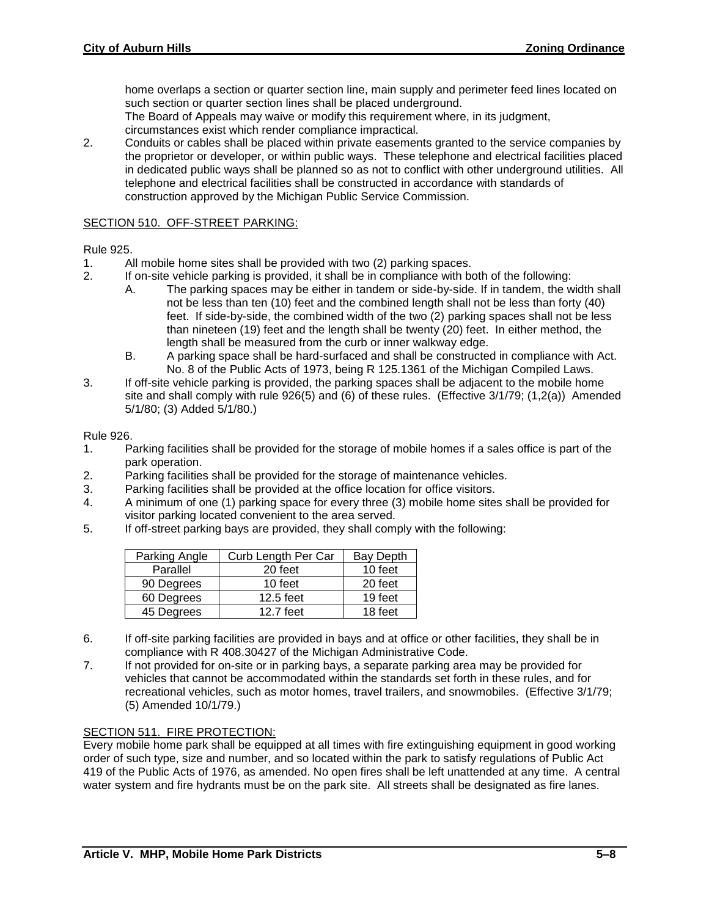home overlaps a section or quarter section line, main supply and perimeter feed lines located on such section or quarter section lines shall be placed underground.
The Board of Appeals may waive or modify this requirement where, in its judgment, circumstances exist which render compliance impractical.

2. Conduits or cables shall be placed within private easements granted to the service companies by the proprietor or developer, or within public ways. These telephone and electrical facilities placed in dedicated public ways shall be planned so as not to conflict with other underground utilities. All telephone and electrical facilities shall be constructed in accordance with standards of construction approved by the Michigan Public Service Commission.

## SECTION 510. OFF-STREET PARKING:

Rule 925.

1. All mobile home sites shall be provided with two (2) parking spaces.
2. If on-site vehicle parking is provided, it shall be in compliance with both of the following:
   A. The parking spaces may be either in tandem or side-by-side. If in tandem, the width shall not be less than ten (10) feet and the combined length shall not be less than forty (40) feet. If side-by-side, the combined width of the two (2) parking spaces shall not be less than nineteen (19) feet and the length shall be twenty (20) feet. In either method, the length shall be measured from the curb or inner walkway edge.
   B. A parking space shall be hard-surfaced and shall be constructed in compliance with Act. No. 8 of the Public Acts of 1973, being R 125.1361 of the Michigan Compiled Laws.
3. If off-site vehicle parking is provided, the parking spaces shall be adjacent to the mobile home site and shall comply with rule 926(5) and (6) of these rules. (Effective 3/1/79; (1,2(a)) Amended 5/1/80; (3) Added 5/1/80.)

Rule 926.

1. Parking facilities shall be provided for the storage of mobile homes if a sales office is part of the park operation.
2. Parking facilities shall be provided for the storage of maintenance vehicles.
3. Parking facilities shall be provided at the office location for office visitors.
4. A minimum of one (1) parking space for every three (3) mobile home sites shall be provided for visitor parking located convenient to the area served.
5. If off-street parking bays are provided, they shall comply with the following:

| Parking Angle | Curb Length Per Car | Bay Depth |
|---|---|---|
| Parallel | 20 feet | 10 feet |
| 90 Degrees | 10 feet | 20 feet |
| 60 Degrees | 12.5 feet | 19 feet |
| 45 Degrees | 12.7 feet | 18 feet |

6. If off-site parking facilities are provided in bays and at office or other facilities, they shall be in compliance with R 408.30427 of the Michigan Administrative Code.
7. If not provided for on-site or in parking bays, a separate parking area may be provided for vehicles that cannot be accommodated within the standards set forth in these rules, and for recreational vehicles, such as motor homes, travel trailers, and snowmobiles. (Effective 3/1/79; (5) Amended 10/1/79.)

## SECTION 511. FIRE PROTECTION:

Every mobile home park shall be equipped at all times with fire extinguishing equipment in good working order of such type, size and number, and so located within the park to satisfy regulations of Public Act 419 of the Public Acts of 1976, as amended. No open fires shall be left unattended at any time. A central water system and fire hydrants must be on the park site. All streets shall be designated as fire lanes.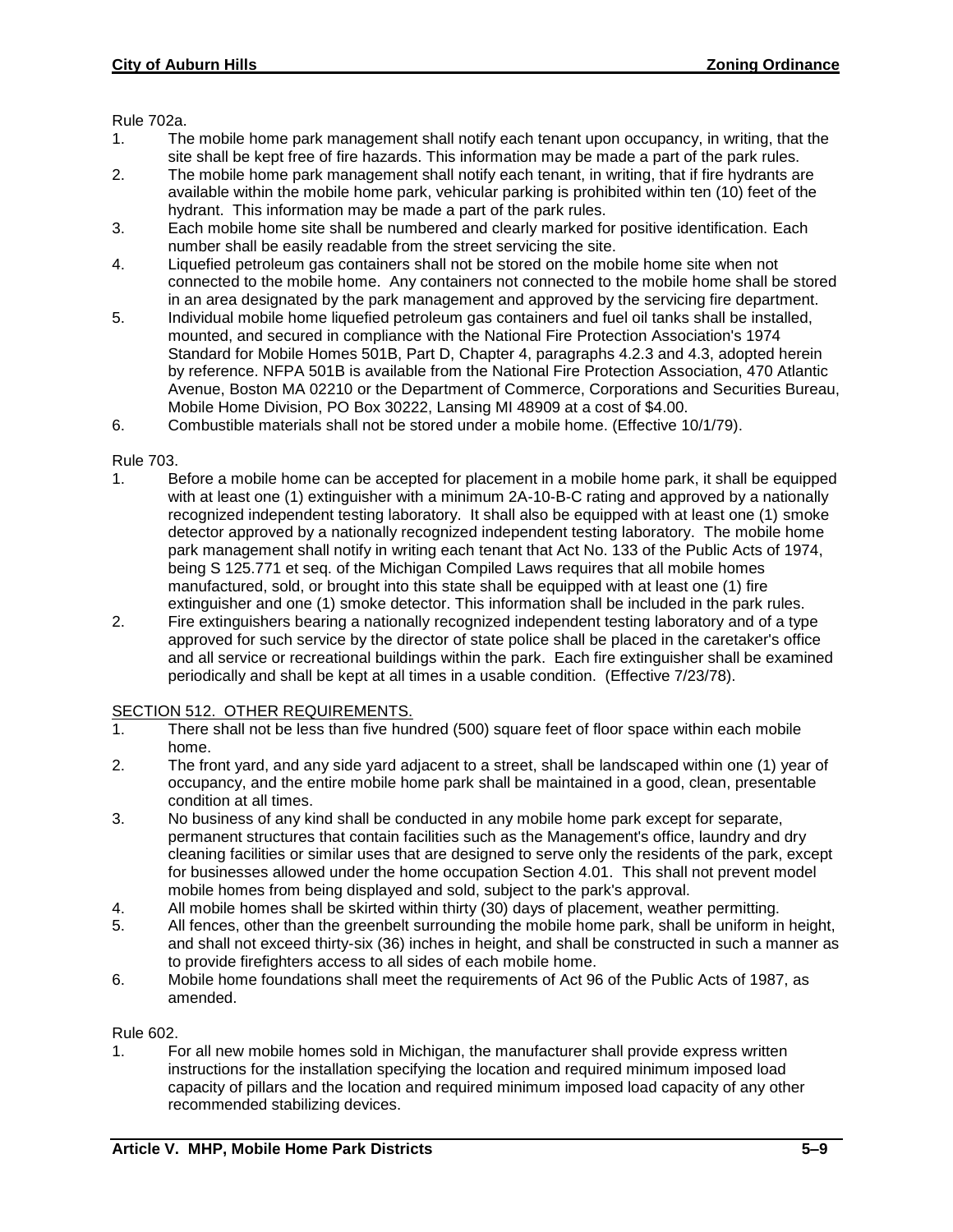Rule 702a.

1. The mobile home park management shall notify each tenant upon occupancy, in writing, that the site shall be kept free of fire hazards. This information may be made a part of the park rules.
2. The mobile home park management shall notify each tenant, in writing, that if fire hydrants are available within the mobile home park, vehicular parking is prohibited within ten (10) feet of the hydrant. This information may be made a part of the park rules.
3. Each mobile home site shall be numbered and clearly marked for positive identification. Each number shall be easily readable from the street servicing the site.
4. Liquefied petroleum gas containers shall not be stored on the mobile home site when not connected to the mobile home. Any containers not connected to the mobile home shall be stored in an area designated by the park management and approved by the servicing fire department.
5. Individual mobile home liquefied petroleum gas containers and fuel oil tanks shall be installed, mounted, and secured in compliance with the National Fire Protection Association's 1974 Standard for Mobile Homes 501B, Part D, Chapter 4, paragraphs 4.2.3 and 4.3, adopted herein by reference. NFPA 501B is available from the National Fire Protection Association, 470 Atlantic Avenue, Boston MA 02210 or the Department of Commerce, Corporations and Securities Bureau, Mobile Home Division, PO Box 30222, Lansing MI 48909 at a cost of $4.00.
6. Combustible materials shall not be stored under a mobile home. (Effective 10/1/79).

Rule 703.

1. Before a mobile home can be accepted for placement in a mobile home park, it shall be equipped with at least one (1) extinguisher with a minimum 2A-10-B-C rating and approved by a nationally recognized independent testing laboratory. It shall also be equipped with at least one (1) smoke detector approved by a nationally recognized independent testing laboratory. The mobile home park management shall notify in writing each tenant that Act No. 133 of the Public Acts of 1974, being S 125.771 et seq. of the Michigan Compiled Laws requires that all mobile homes manufactured, sold, or brought into this state shall be equipped with at least one (1) fire extinguisher and one (1) smoke detector. This information shall be included in the park rules.
2. Fire extinguishers bearing a nationally recognized independent testing laboratory and of a type approved for such service by the director of state police shall be placed in the caretaker's office and all service or recreational buildings within the park. Each fire extinguisher shall be examined periodically and shall be kept at all times in a usable condition. (Effective 7/23/78).

SECTION 512. OTHER REQUIREMENTS.

1. There shall not be less than five hundred (500) square feet of floor space within each mobile home.
2. The front yard, and any side yard adjacent to a street, shall be landscaped within one (1) year of occupancy, and the entire mobile home park shall be maintained in a good, clean, presentable condition at all times.
3. No business of any kind shall be conducted in any mobile home park except for separate, permanent structures that contain facilities such as the Management's office, laundry and dry cleaning facilities or similar uses that are designed to serve only the residents of the park, except for businesses allowed under the home occupation Section 4.01. This shall not prevent model mobile homes from being displayed and sold, subject to the park's approval.
4. All mobile homes shall be skirted within thirty (30) days of placement, weather permitting.
5. All fences, other than the greenbelt surrounding the mobile home park, shall be uniform in height, and shall not exceed thirty-six (36) inches in height, and shall be constructed in such a manner as to provide firefighters access to all sides of each mobile home.
6. Mobile home foundations shall meet the requirements of Act 96 of the Public Acts of 1987, as amended.

Rule 602.

1. For all new mobile homes sold in Michigan, the manufacturer shall provide express written instructions for the installation specifying the location and required minimum imposed load capacity of pillars and the location and required minimum imposed load capacity of any other recommended stabilizing devices.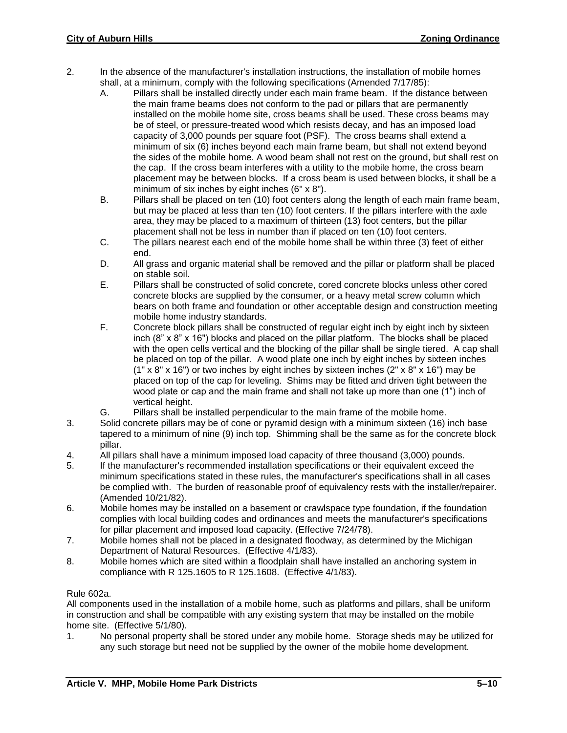2. In the absence of the manufacturer's installation instructions, the installation of mobile homes shall, at a minimum, comply with the following specifications (Amended 7/17/85):
   A. Pillars shall be installed directly under each main frame beam. If the distance between the main frame beams does not conform to the pad or pillars that are permanently installed on the mobile home site, cross beams shall be used. These cross beams may be of steel, or pressure-treated wood which resists decay, and has an imposed load capacity of 3,000 pounds per square foot (PSF). The cross beams shall extend a minimum of six (6) inches beyond each main frame beam, but shall not extend beyond the sides of the mobile home. A wood beam shall not rest on the ground, but shall rest on the cap. If the cross beam interferes with a utility to the mobile home, the cross beam placement may be between blocks. If a cross beam is used between blocks, it shall be a minimum of six inches by eight inches (6" x 8").
   B. Pillars shall be placed on ten (10) foot centers along the length of each main frame beam, but may be placed at less than ten (10) foot centers. If the pillars interfere with the axle area, they may be placed to a maximum of thirteen (13) foot centers, but the pillar placement shall not be less in number than if placed on ten (10) foot centers.
   C. The pillars nearest each end of the mobile home shall be within three (3) feet of either end.
   D. All grass and organic material shall be removed and the pillar or platform shall be placed on stable soil.
   E. Pillars shall be constructed of solid concrete, cored concrete blocks unless other cored concrete blocks are supplied by the consumer, or a heavy metal screw column which bears on both frame and foundation or other acceptable design and construction meeting mobile home industry standards.
   F. Concrete block pillars shall be constructed of regular eight inch by eight inch by sixteen inch (8" x 8" x 16") blocks and placed on the pillar platform. The blocks shall be placed with the open cells vertical and the blocking of the pillar shall be single tiered. A cap shall be placed on top of the pillar. A wood plate one inch by eight inches by sixteen inches (1" x 8" x 16") or two inches by eight inches by sixteen inches (2" x 8" x 16") may be placed on top of the cap for leveling. Shims may be fitted and driven tight between the wood plate or cap and the main frame and shall not take up more than one (1") inch of vertical height.
   G. Pillars shall be installed perpendicular to the main frame of the mobile home.
3. Solid concrete pillars may be of cone or pyramid design with a minimum sixteen (16) inch base tapered to a minimum of nine (9) inch top. Shimming shall be the same as for the concrete block pillar.
4. All pillars shall have a minimum imposed load capacity of three thousand (3,000) pounds.
5. If the manufacturer's recommended installation specifications or their equivalent exceed the minimum specifications stated in these rules, the manufacturer's specifications shall in all cases be complied with. The burden of reasonable proof of equivalency rests with the installer/repairer. (Amended 10/21/82).
6. Mobile homes may be installed on a basement or crawlspace type foundation, if the foundation complies with local building codes and ordinances and meets the manufacturer's specifications for pillar placement and imposed load capacity. (Effective 7/24/78).
7. Mobile homes shall not be placed in a designated floodway, as determined by the Michigan Department of Natural Resources. (Effective 4/1/83).
8. Mobile homes which are sited within a floodplain shall have installed an anchoring system in compliance with R 125.1605 to R 125.1608. (Effective 4/1/83).

Rule 602a.

All components used in the installation of a mobile home, such as platforms and pillars, shall be uniform in construction and shall be compatible with any existing system that may be installed on the mobile home site. (Effective 5/1/80).

1. No personal property shall be stored under any mobile home. Storage sheds may be utilized for any such storage but need not be supplied by the owner of the mobile home development.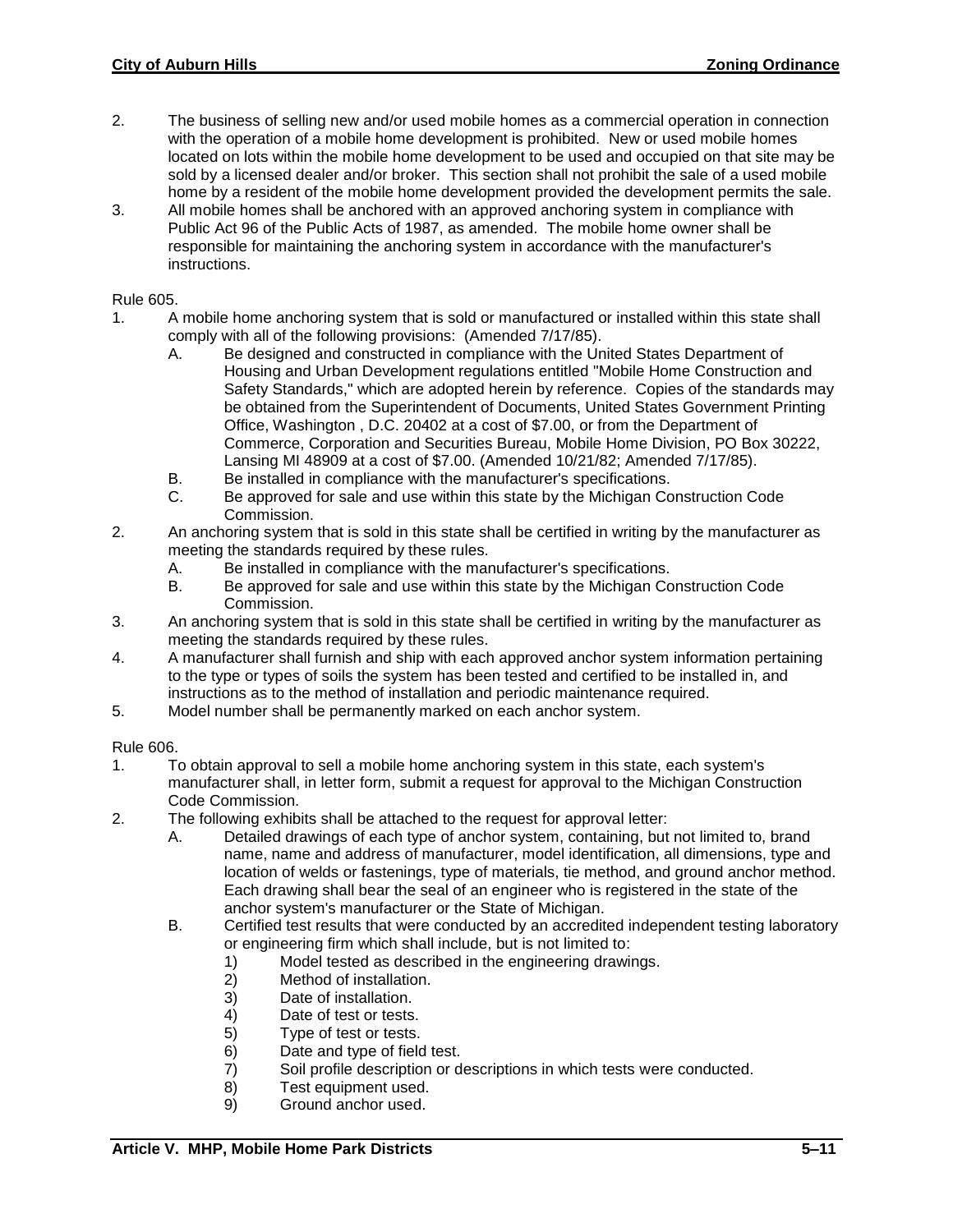2. The business of selling new and/or used mobile homes as a commercial operation in connection with the operation of a mobile home development is prohibited. New or used mobile homes located on lots within the mobile home development to be used and occupied on that site may be sold by a licensed dealer and/or broker. This section shall not prohibit the sale of a used mobile home by a resident of the mobile home development provided the development permits the sale.
3. All mobile homes shall be anchored with an approved anchoring system in compliance with Public Act 96 of the Public Acts of 1987, as amended. The mobile home owner shall be responsible for maintaining the anchoring system in accordance with the manufacturer's instructions.

Rule 605.

1. A mobile home anchoring system that is sold or manufactured or installed within this state shall comply with all of the following provisions: (Amended 7/17/85).
   - A. Be designed and constructed in compliance with the United States Department of Housing and Urban Development regulations entitled "Mobile Home Construction and Safety Standards," which are adopted herein by reference. Copies of the standards may be obtained from the Superintendent of Documents, United States Government Printing Office, Washington , D.C. 20402 at a cost of $7.00, or from the Department of Commerce, Corporation and Securities Bureau, Mobile Home Division, PO Box 30222, Lansing MI 48909 at a cost of $7.00. (Amended 10/21/82; Amended 7/17/85).
   - B. Be installed in compliance with the manufacturer's specifications.
   - C. Be approved for sale and use within this state by the Michigan Construction Code Commission.
2. An anchoring system that is sold in this state shall be certified in writing by the manufacturer as meeting the standards required by these rules.
   - A. Be installed in compliance with the manufacturer's specifications.
   - B. Be approved for sale and use within this state by the Michigan Construction Code Commission.
3. An anchoring system that is sold in this state shall be certified in writing by the manufacturer as meeting the standards required by these rules.
4. A manufacturer shall furnish and ship with each approved anchor system information pertaining to the type or types of soils the system has been tested and certified to be installed in, and instructions as to the method of installation and periodic maintenance required.
5. Model number shall be permanently marked on each anchor system.

Rule 606.

1. To obtain approval to sell a mobile home anchoring system in this state, each system's manufacturer shall, in letter form, submit a request for approval to the Michigan Construction Code Commission.
2. The following exhibits shall be attached to the request for approval letter:
   - A. Detailed drawings of each type of anchor system, containing, but not limited to, brand name, name and address of manufacturer, model identification, all dimensions, type and location of welds or fastenings, type of materials, tie method, and ground anchor method. Each drawing shall bear the seal of an engineer who is registered in the state of the anchor system's manufacturer or the State of Michigan.
   - B. Certified test results that were conducted by an accredited independent testing laboratory or engineering firm which shall include, but is not limited to:
     - 1) Model tested as described in the engineering drawings.
     - 2) Method of installation.
     - 3) Date of installation.
     - 4) Date of test or tests.
     - 5) Type of test or tests.
     - 6) Date and type of field test.
     - 7) Soil profile description or descriptions in which tests were conducted.
     - 8) Test equipment used.
     - 9) Ground anchor used.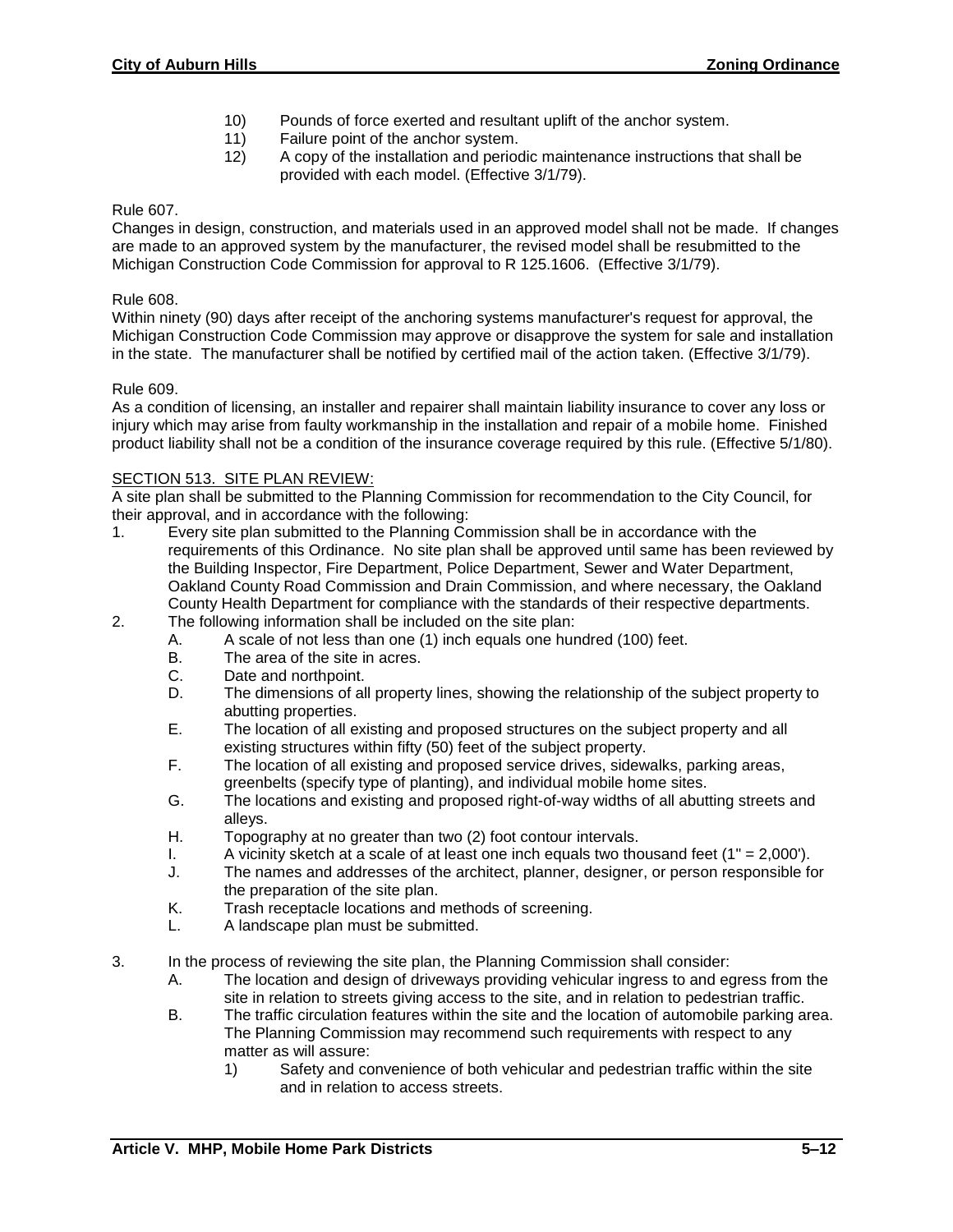10) Pounds of force exerted and resultant uplift of the anchor system.
11) Failure point of the anchor system.
12) A copy of the installation and periodic maintenance instructions that shall be provided with each model. (Effective 3/1/79).

Rule 607.
Changes in design, construction, and materials used in an approved model shall not be made. If changes are made to an approved system by the manufacturer, the revised model shall be resubmitted to the Michigan Construction Code Commission for approval to R 125.1606. (Effective 3/1/79).

Rule 608.
Within ninety (90) days after receipt of the anchoring systems manufacturer's request for approval, the Michigan Construction Code Commission may approve or disapprove the system for sale and installation in the state. The manufacturer shall be notified by certified mail of the action taken. (Effective 3/1/79).

Rule 609.
As a condition of licensing, an installer and repairer shall maintain liability insurance to cover any loss or injury which may arise from faulty workmanship in the installation and repair of a mobile home. Finished product liability shall not be a condition of the insurance coverage required by this rule. (Effective 5/1/80).

SECTION 513. SITE PLAN REVIEW:

A site plan shall be submitted to the Planning Commission for recommendation to the City Council, for their approval, and in accordance with the following:

1. Every site plan submitted to the Planning Commission shall be in accordance with the requirements of this Ordinance. No site plan shall be approved until same has been reviewed by the Building Inspector, Fire Department, Police Department, Sewer and Water Department, Oakland County Road Commission and Drain Commission, and where necessary, the Oakland County Health Department for compliance with the standards of their respective departments.
2. The following information shall be included on the site plan:
   - A. A scale of not less than one (1) inch equals one hundred (100) feet.
   - B. The area of the site in acres.
   - C. Date and northpoint.
   - D. The dimensions of all property lines, showing the relationship of the subject property to abutting properties.
   - E. The location of all existing and proposed structures on the subject property and all existing structures within fifty (50) feet of the subject property.
   - F. The location of all existing and proposed service drives, sidewalks, parking areas, greenbelts (specify type of planting), and individual mobile home sites.
   - G. The locations and existing and proposed right-of-way widths of all abutting streets and alleys.
   - H. Topography at no greater than two (2) foot contour intervals.
   - I. A vicinity sketch at a scale of at least one inch equals two thousand feet (1" = 2,000').
   - J. The names and addresses of the architect, planner, designer, or person responsible for the preparation of the site plan.
   - K. Trash receptacle locations and methods of screening.
   - L. A landscape plan must be submitted.
3. In the process of reviewing the site plan, the Planning Commission shall consider:
   - A. The location and design of driveways providing vehicular ingress to and egress from the site in relation to streets giving access to the site, and in relation to pedestrian traffic.
   - B. The traffic circulation features within the site and the location of automobile parking area. The Planning Commission may recommend such requirements with respect to any matter as will assure:
     1) Safety and convenience of both vehicular and pedestrian traffic within the site and in relation to access streets.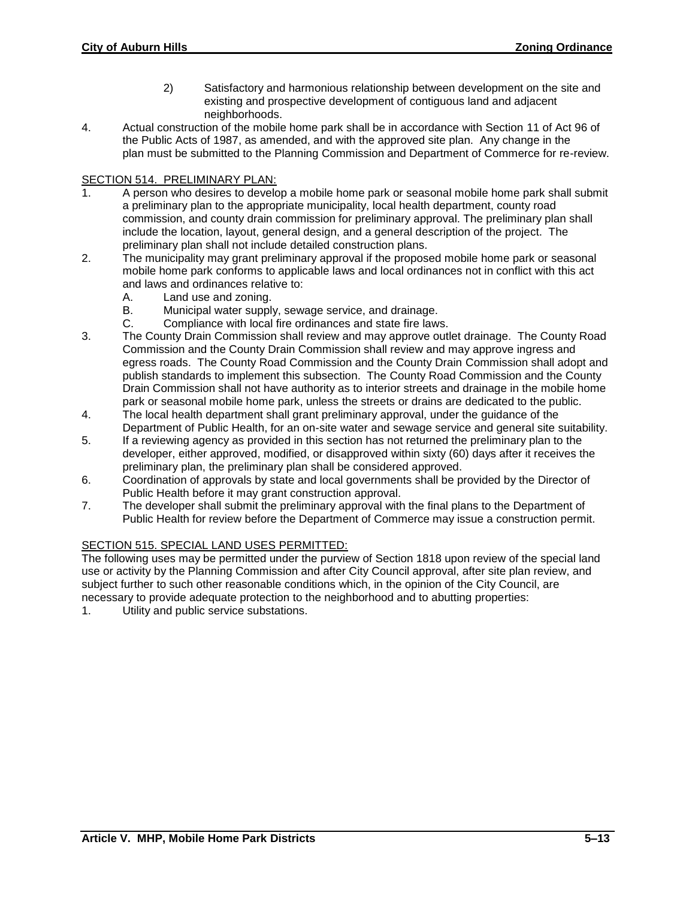2) Satisfactory and harmonious relationship between development on the site and existing and prospective development of contiguous land and adjacent neighborhoods.

4. Actual construction of the mobile home park shall be in accordance with Section 11 of Act 96 of the Public Acts of 1987, as amended, and with the approved site plan. Any change in the plan must be submitted to the Planning Commission and Department of Commerce for re-review.

SECTION 514. PRELIMINARY PLAN:

1. A person who desires to develop a mobile home park or seasonal mobile home park shall submit a preliminary plan to the appropriate municipality, local health department, county road commission, and county drain commission for preliminary approval. The preliminary plan shall include the location, layout, general design, and a general description of the project. The preliminary plan shall not include detailed construction plans.
2. The municipality may grant preliminary approval if the proposed mobile home park or seasonal mobile home park conforms to applicable laws and local ordinances not in conflict with this act and laws and ordinances relative to:
   A. Land use and zoning.
   B. Municipal water supply, sewage service, and drainage.
   C. Compliance with local fire ordinances and state fire laws.
3. The County Drain Commission shall review and may approve outlet drainage. The County Road Commission and the County Drain Commission shall review and may approve ingress and egress roads. The County Road Commission and the County Drain Commission shall adopt and publish standards to implement this subsection. The County Road Commission and the County Drain Commission shall not have authority as to interior streets and drainage in the mobile home park or seasonal mobile home park, unless the streets or drains are dedicated to the public.
4. The local health department shall grant preliminary approval, under the guidance of the Department of Public Health, for an on-site water and sewage service and general site suitability.
5. If a reviewing agency as provided in this section has not returned the preliminary plan to the developer, either approved, modified, or disapproved within sixty (60) days after it receives the preliminary plan, the preliminary plan shall be considered approved.
6. Coordination of approvals by state and local governments shall be provided by the Director of Public Health before it may grant construction approval.
7. The developer shall submit the preliminary approval with the final plans to the Department of Public Health for review before the Department of Commerce may issue a construction permit.

SECTION 515. SPECIAL LAND USES PERMITTED:

The following uses may be permitted under the purview of Section 1818 upon review of the special land use or activity by the Planning Commission and after City Council approval, after site plan review, and subject further to such other reasonable conditions which, in the opinion of the City Council, are necessary to provide adequate protection to the neighborhood and to abutting properties:

1. Utility and public service substations.